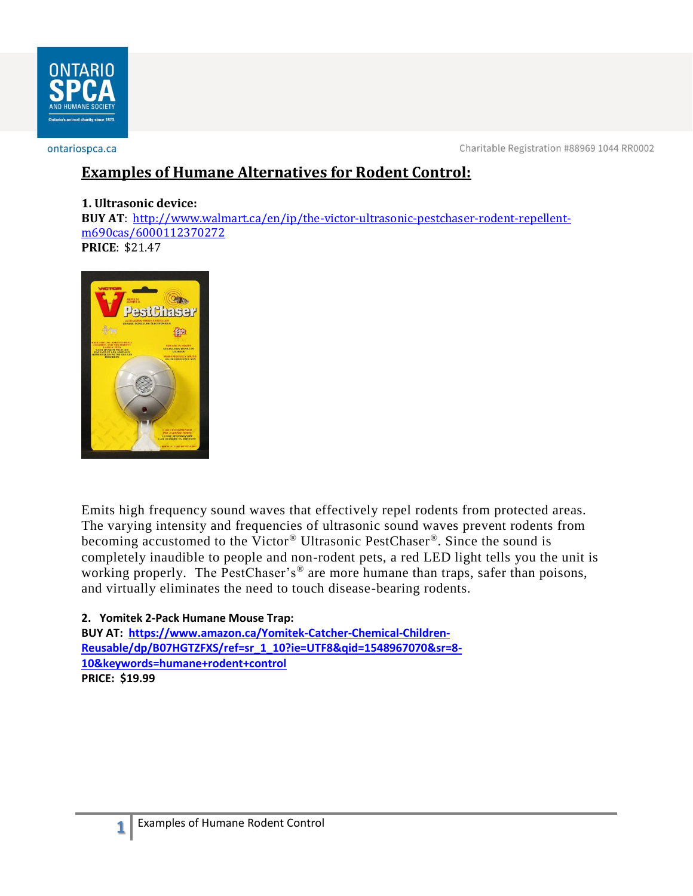## Examples of Humane Alternatives for Rodent Control:

**1. Ultrasonic device:**
**BUY AT**: http://www.walmart.ca/en/ip/the-victor-ultrasonic-pestchaser-rodent-repellent-m690cas/6000112370272
**PRICE**: $21.47

Emits high frequency sound waves that effectively repel rodents from protected areas. The varying intensity and frequencies of ultrasonic sound waves prevent rodents from becoming accustomed to the Victor® Ultrasonic PestChaser®. Since the sound is completely inaudible to people and non-rodent pets, a red LED light tells you the unit is working properly. The PestChaser's® are more humane than traps, safer than poisons, and virtually eliminates the need to touch disease-bearing rodents.

**2. Yomitek 2-Pack Humane Mouse Trap:**
**BUY AT: https://www.amazon.ca/Yomitek-Catcher-Chemical-Children-Reusable/dp/B07HGTZFXS/ref=sr_1_10?ie=UTF8&qid=1548967070&sr=8-10&keywords=humane+rodent+control**
**PRICE: $19.99**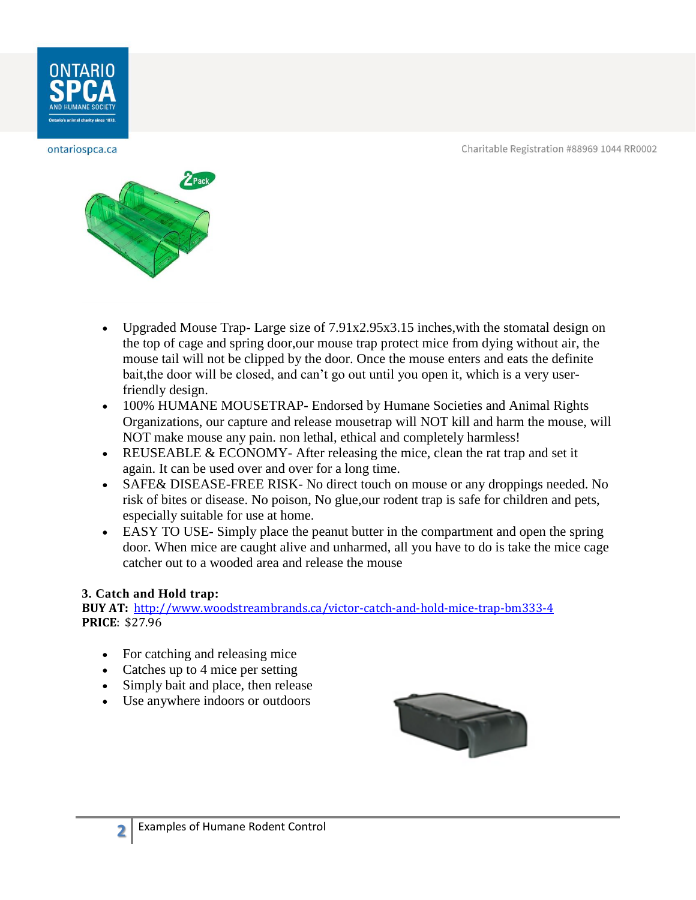- Upgraded Mouse Trap- Large size of 7.91x2.95x3.15 inches,with the stomatal design on the top of cage and spring door,our mouse trap protect mice from dying without air, the mouse tail will not be clipped by the door. Once the mouse enters and eats the definite bait,the door will be closed, and can't go out until you open it, which is a very user-friendly design.
- 100% HUMANE MOUSETRAP- Endorsed by Humane Societies and Animal Rights Organizations, our capture and release mousetrap will NOT kill and harm the mouse, will NOT make mouse any pain. non lethal, ethical and completely harmless!
- REUSEABLE & ECONOMY- After releasing the mice, clean the rat trap and set it again. It can be used over and over for a long time.
- SAFE& DISEASE-FREE RISK- No direct touch on mouse or any droppings needed. No risk of bites or disease. No poison, No glue,our rodent trap is safe for children and pets, especially suitable for use at home.
- EASY TO USE- Simply place the peanut butter in the compartment and open the spring door. When mice are caught alive and unharmed, all you have to do is take the mice cage catcher out to a wooded area and release the mouse

**3. Catch and Hold trap:**
**BUY AT:** http://www.woodstreambrands.ca/victor-catch-and-hold-mice-trap-bm333-4
**PRICE**: $27.96

- For catching and releasing mice
- Catches up to 4 mice per setting
- Simply bait and place, then release
- Use anywhere indoors or outdoors